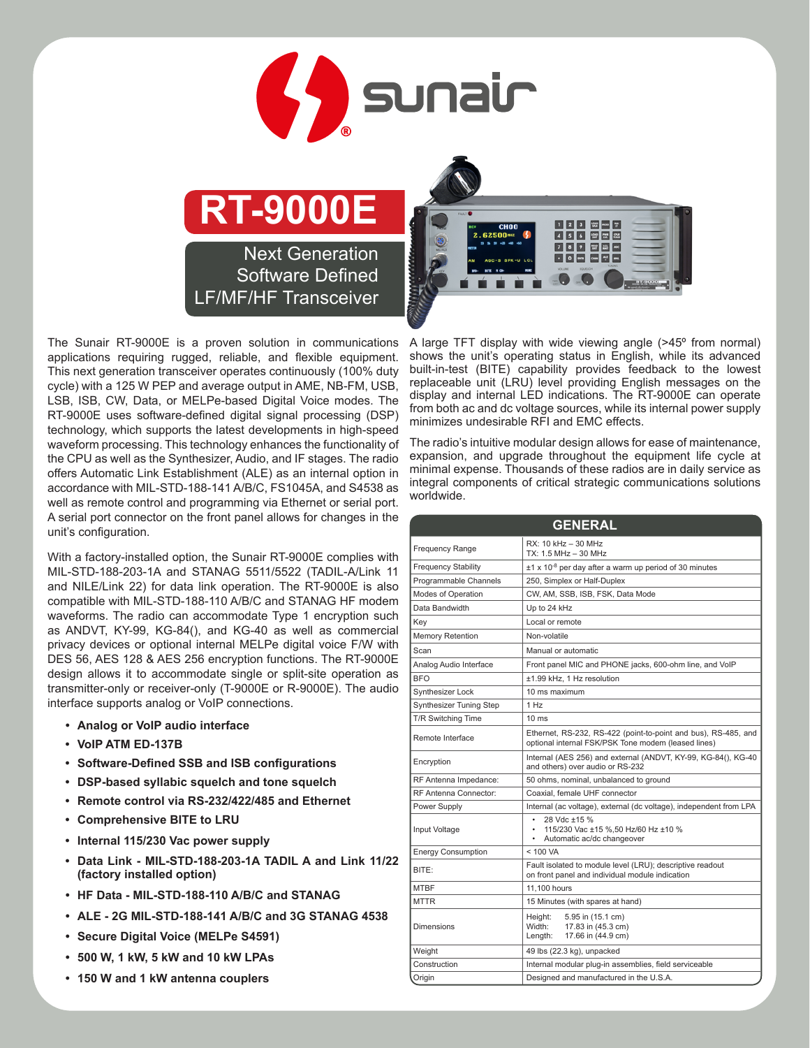sunair®

# RT-9000E

## Next Generation Software Defined LF/MF/HF Transceiver

The Sunair RT-9000E is a proven solution in communications applications requiring rugged, reliable, and flexible equipment. This next generation transceiver operates continuously (100% duty cycle) with a 125 W PEP and average output in AME, NB-FM, USB, LSB, ISB, CW, Data, or MELPe-based Digital Voice modes. The RT-9000E uses software-defined digital signal processing (DSP) technology, which supports the latest developments in high-speed waveform processing. This technology enhances the functionality of the CPU as well as the Synthesizer, Audio, and IF stages. The radio offers Automatic Link Establishment (ALE) as an internal option in accordance with MIL-STD-188-141 A/B/C, FS1045A, and S4538 as well as remote control and programming via Ethernet or serial port. A serial port connector on the front panel allows for changes in the unit's configuration.

With a factory-installed option, the Sunair RT-9000E complies with MIL-STD-188-203-1A and STANAG 5511/5522 (TADIL-A/Link 11 and NILE/Link 22) for data link operation. The RT-9000E is also compatible with MIL-STD-188-110 A/B/C and STANAG HF modem waveforms. The radio can accommodate Type 1 encryption such as ANDVT, KY-99, KG-84(), and KG-40 as well as commercial privacy devices or optional internal MELPe digital voice F/W with DES 56, AES 128 & AES 256 encryption functions. The RT-9000E design allows it to accommodate single or split-site operation as transmitter-only or receiver-only (T-9000E or R-9000E). The audio interface supports analog or VoIP connections.

- **Analog or VoIP audio interface**
- **VoIP ATM ED-137B**
- **Software-Defined SSB and ISB configurations**
- **DSP-based syllabic squelch and tone squelch**
- **Remote control via RS-232/422/485 and Ethernet**
- **Comprehensive BITE to LRU**
- **Internal 115/230 Vac power supply**
- **Data Link - MIL-STD-188-203-1A TADIL A and Link 11/22 (factory installed option)**
- **HF Data - MIL-STD-188-110 A/B/C and STANAG**
- **ALE - 2G MIL-STD-188-141 A/B/C and 3G STANAG 4538**
- **Secure Digital Voice (MELPe S4591)**
- **500 W, 1 kW, 5 kW and 10 kW LPAs**
- **150 W and 1 kW antenna couplers**

A large TFT display with wide viewing angle (>45º from normal) shows the unit's operating status in English, while its advanced built-in-test (BITE) capability provides feedback to the lowest replaceable unit (LRU) level providing English messages on the display and internal LED indications. The RT-9000E can operate from both ac and dc voltage sources, while its internal power supply minimizes undesirable RFI and EMC effects.

The radio's intuitive modular design allows for ease of maintenance, expansion, and upgrade throughout the equipment life cycle at minimal expense. Thousands of these radios are in daily service as integral components of critical strategic communications solutions worldwide.

| GENERAL | |
|---|---|
| Frequency Range | RX: 10 kHz – 30 MHz<br>TX: 1.5 MHz – 30 MHz |
| Frequency Stability | ±1 x $10^{-8}$ per day after a warm up period of 30 minutes |
| Programmable Channels | 250, Simplex or Half-Duplex |
| Modes of Operation | CW, AM, SSB, ISB, FSK, Data Mode |
| Data Bandwidth | Up to 24 kHz |
| Key | Local or remote |
| Memory Retention | Non-volatile |
| Scan | Manual or automatic |
| Analog Audio Interface | Front panel MIC and PHONE jacks, 600-ohm line, and VoIP |
| BFO | ±1.99 kHz, 1 Hz resolution |
| Synthesizer Lock | 10 ms maximum |
| Synthesizer Tuning Step | 1 Hz |
| T/R Switching Time | 10 ms |
| Remote Interface | Ethernet, RS-232, RS-422 (point-to-point and bus), RS-485, and optional internal FSK/PSK Tone modem (leased lines) |
| Encryption | Internal (AES 256) and external (ANDVT, KY-99, KG-84(), KG-40 and others) over audio or RS-232 |
| RF Antenna Impedance: | 50 ohms, nominal, unbalanced to ground |
| RF Antenna Connector: | Coaxial, female UHF connector |
| Power Supply | Internal (ac voltage), external (dc voltage), independent from LPA |
| Input Voltage | • 28 Vdc ±15 %<br>• 115/230 Vac ±15 %,50 Hz/60 Hz ±10 %<br>• Automatic ac/dc changeover |
| Energy Consumption | < 100 VA |
| BITE: | Fault isolated to module level (LRU); descriptive readout on front panel and individual module indication |
| MTBF | 11,100 hours |
| MTTR | 15 Minutes (with spares at hand) |
| Dimensions | Height: 5.95 in (15.1 cm)<br>Width: 17.83 in (45.3 cm)<br>Length: 17.66 in (44.9 cm) |
| Weight | 49 lbs (22.3 kg), unpacked |
| Construction | Internal modular plug-in assemblies, field serviceable |
| Origin | Designed and manufactured in the U.S.A. |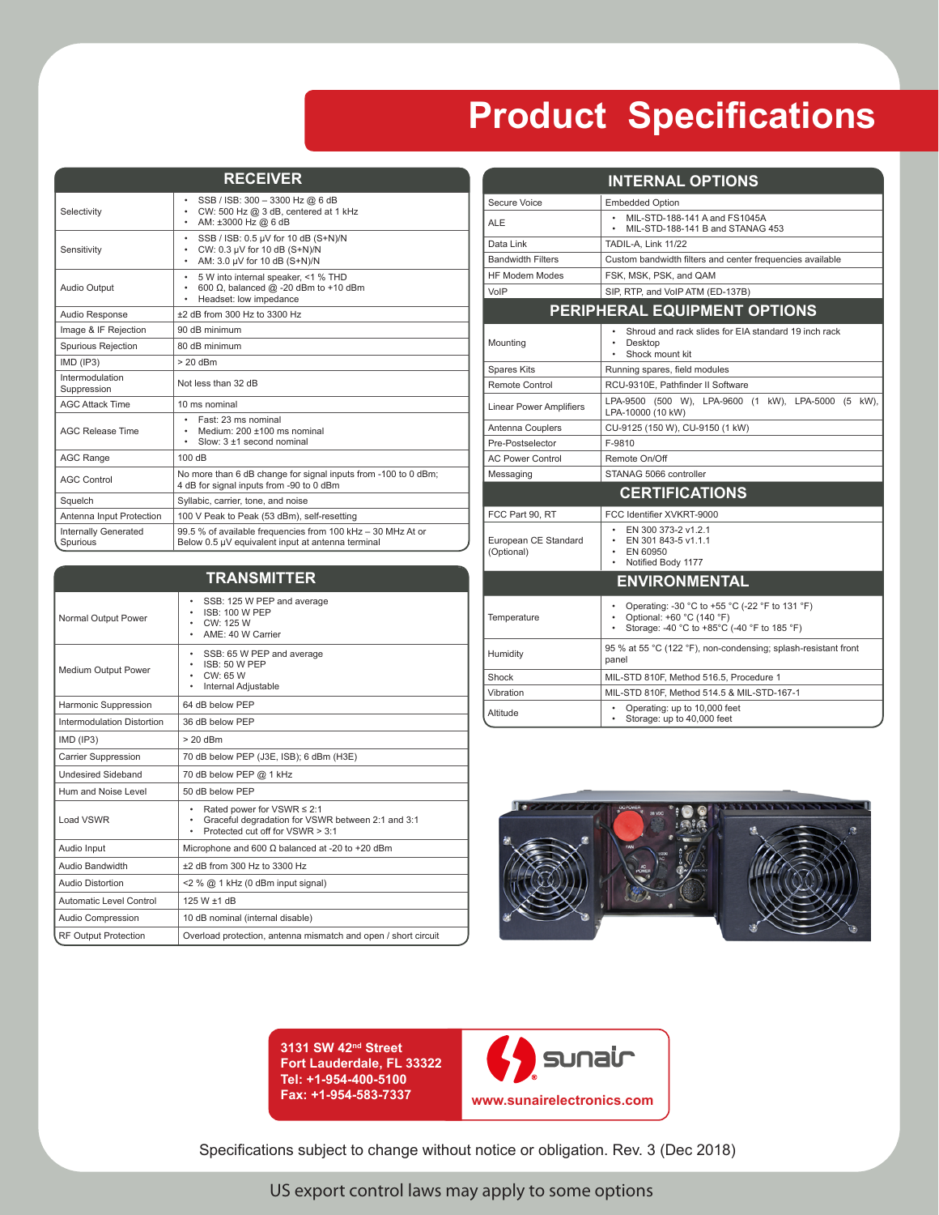# Product Specifications

## RECEIVER

| | |
|---|---|
| Selectivity | • SSB / ISB: 300 – 3300 Hz @ 6 dB<br>• CW: 500 Hz @ 3 dB, centered at 1 kHz<br>• AM: ±3000 Hz @ 6 dB |
| Sensitivity | • SSB / ISB: 0.5 μV for 10 dB (S+N)/N<br>• CW: 0.3 μV for 10 dB (S+N)/N<br>• AM: 3.0 μV for 10 dB (S+N)/N |
| Audio Output | • 5 W into internal speaker, <1 % THD<br>• 600 Ω, balanced @ -20 dBm to +10 dBm<br>• Headset: low impedance |
| Audio Response | ±2 dB from 300 Hz to 3300 Hz |
| Image & IF Rejection | 90 dB minimum |
| Spurious Rejection | 80 dB minimum |
| IMD (IP3) | > 20 dBm |
| Intermodulation Suppression | Not less than 32 dB |
| AGC Attack Time | 10 ms nominal |
| AGC Release Time | • Fast: 23 ms nominal<br>• Medium: 200 ±100 ms nominal<br>• Slow: 3 ±1 second nominal |
| AGC Range | 100 dB |
| AGC Control | No more than 6 dB change for signal inputs from -100 to 0 dBm; 4 dB for signal inputs from -90 to 0 dBm |
| Squelch | Syllabic, carrier, tone, and noise |
| Antenna Input Protection | 100 V Peak to Peak (53 dBm), self-resetting |
| Internally Generated Spurious | 99.5 % of available frequencies from 100 kHz – 30 MHz At or Below 0.5 μV equivalent input at antenna terminal |

## TRANSMITTER

| | |
|---|---|
| Normal Output Power | • SSB: 125 W PEP and average<br>• ISB: 100 W PEP<br>• CW: 125 W<br>• AME: 40 W Carrier |
| Medium Output Power | • SSB: 65 W PEP and average<br>• ISB: 50 W PEP<br>• CW: 65 W<br>• Internal Adjustable |
| Harmonic Suppression | 64 dB below PEP |
| Intermodulation Distortion | 36 dB below PEP |
| IMD (IP3) | > 20 dBm |
| Carrier Suppression | 70 dB below PEP (J3E, ISB); 6 dBm (H3E) |
| Undesired Sideband | 70 dB below PEP @ 1 kHz |
| Hum and Noise Level | 50 dB below PEP |
| Load VSWR | • Rated power for VSWR ≤ 2:1<br>• Graceful degradation for VSWR between 2:1 and 3:1<br>• Protected cut off for VSWR > 3:1 |
| Audio Input | Microphone and 600 Ω balanced at -20 to +20 dBm |
| Audio Bandwidth | ±2 dB from 300 Hz to 3300 Hz |
| Audio Distortion | <2 % @ 1 kHz (0 dBm input signal) |
| Automatic Level Control | 125 W ±1 dB |
| Audio Compression | 10 dB nominal (internal disable) |
| RF Output Protection | Overload protection, antenna mismatch and open / short circuit |

## INTERNAL OPTIONS

| | |
|---|---|
| Secure Voice | Embedded Option |
| ALE | • MIL-STD-188-141 A and FS1045A<br>• MIL-STD-188-141 B and STANAG 453 |
| Data Link | TADIL-A, Link 11/22 |
| Bandwidth Filters | Custom bandwidth filters and center frequencies available |
| HF Modem Modes | FSK, MSK, PSK, and QAM |
| VoIP | SIP, RTP, and VoIP ATM (ED-137B) |

## PERIPHERAL EQUIPMENT OPTIONS

| | |
|---|---|
| Mounting | • Shroud and rack slides for EIA standard 19 inch rack<br>• Desktop<br>• Shock mount kit |
| Spares Kits | Running spares, field modules |
| Remote Control | RCU-9310E, Pathfinder II Software |
| Linear Power Amplifiers | LPA-9500 (500 W), LPA-9600 (1 kW), LPA-5000 (5 kW), LPA-10000 (10 kW) |
| Antenna Couplers | CU-9125 (150 W), CU-9150 (1 kW) |
| Pre-Postselector | F-9810 |
| AC Power Control | Remote On/Off |
| Messaging | STANAG 5066 controller |

## CERTIFICATIONS

| | |
|---|---|
| FCC Part 90, RT | FCC Identifier XVKRT-9000 |
| European CE Standard (Optional) | • EN 300 373-2 v1.2.1<br>• EN 301 843-5 v1.1.1<br>• EN 60950<br>• Notified Body 1177 |

## ENVIRONMENTAL

| | |
|---|---|
| Temperature | • Operating: -30 °C to +55 °C (-22 °F to 131 °F)<br>• Optional: +60 °C (140 °F)<br>• Storage: -40 °C to +85°C (-40 °F to 185 °F) |
| Humidity | 95 % at 55 °C (122 °F), non-condensing; splash-resistant front panel |
| Shock | MIL-STD 810F, Method 516.5, Procedure 1 |
| Vibration | MIL-STD 810F, Method 514.5 & MIL-STD-167-1 |
| Altitude | • Operating: up to 10,000 feet<br>• Storage: up to 40,000 feet |

**3131 SW 42nd Street**
**Fort Lauderdale, FL 33322**
**Tel: +1-954-400-5100**
**Fax: +1-954-583-7337**

sunair

www.sunairelectronics.com

Specifications subject to change without notice or obligation. Rev. 3 (Dec 2018)

US export control laws may apply to some options